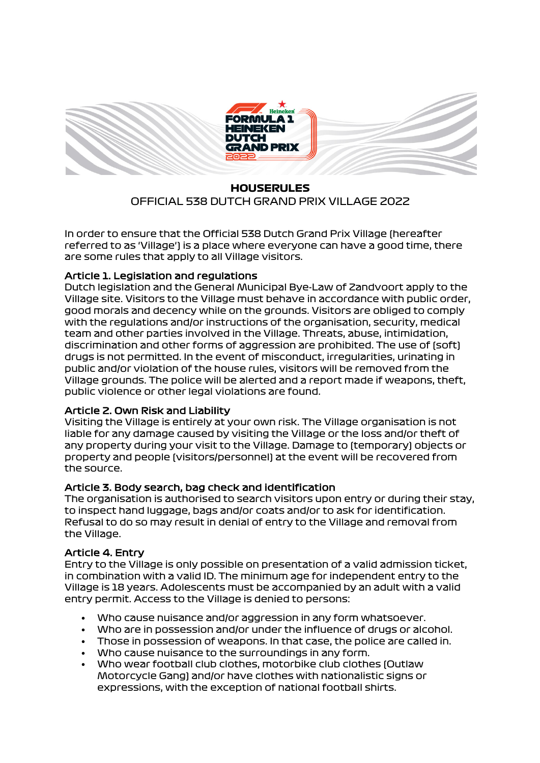# HOUSERULES

OFFICIAL 538 DUTCH GRAND PRIX VILLAGE 2022

In order to ensure that the Official 538 Dutch Grand Prix Village (hereafter referred to as 'Village') is a place where everyone can have a good time, there are some rules that apply to all Village visitors.

### Article 1. Legislation and regulations

Dutch legislation and the General Municipal Bye-Law of Zandvoort apply to the Village site. Visitors to the Village must behave in accordance with public order, good morals and decency while on the grounds. Visitors are obliged to comply with the regulations and/or instructions of the organisation, security, medical team and other parties involved in the Village. Threats, abuse, intimidation, discrimination and other forms of aggression are prohibited. The use of (soft) drugs is not permitted. In the event of misconduct, irregularities, urinating in public and/or violation of the house rules, visitors will be removed from the Village grounds. The police will be alerted and a report made if weapons, theft, public violence or other legal violations are found.

### Article 2. Own Risk and Liability

Visiting the Village is entirely at your own risk. The Village organisation is not liable for any damage caused by visiting the Village or the loss and/or theft of any property during your visit to the Village. Damage to (temporary) objects or property and people (visitors/personnel) at the event will be recovered from the source.

### Article 3. Body search, bag check and identification

The organisation is authorised to search visitors upon entry or during their stay, to inspect hand luggage, bags and/or coats and/or to ask for identification. Refusal to do so may result in denial of entry to the Village and removal from the Village.

### Article 4. Entry

Entry to the Village is only possible on presentation of a valid admission ticket, in combination with a valid ID. The minimum age for independent entry to the Village is 18 years. Adolescents must be accompanied by an adult with a valid entry permit. Access to the Village is denied to persons:

- Who cause nuisance and/or aggression in any form whatsoever.
- Who are in possession and/or under the influence of drugs or alcohol.
- Those in possession of weapons. In that case, the police are called in.
- Who cause nuisance to the surroundings in any form.
- Who wear football club clothes, motorbike club clothes (Outlaw Motorcycle Gang) and/or have clothes with nationalistic signs or expressions, with the exception of national football shirts.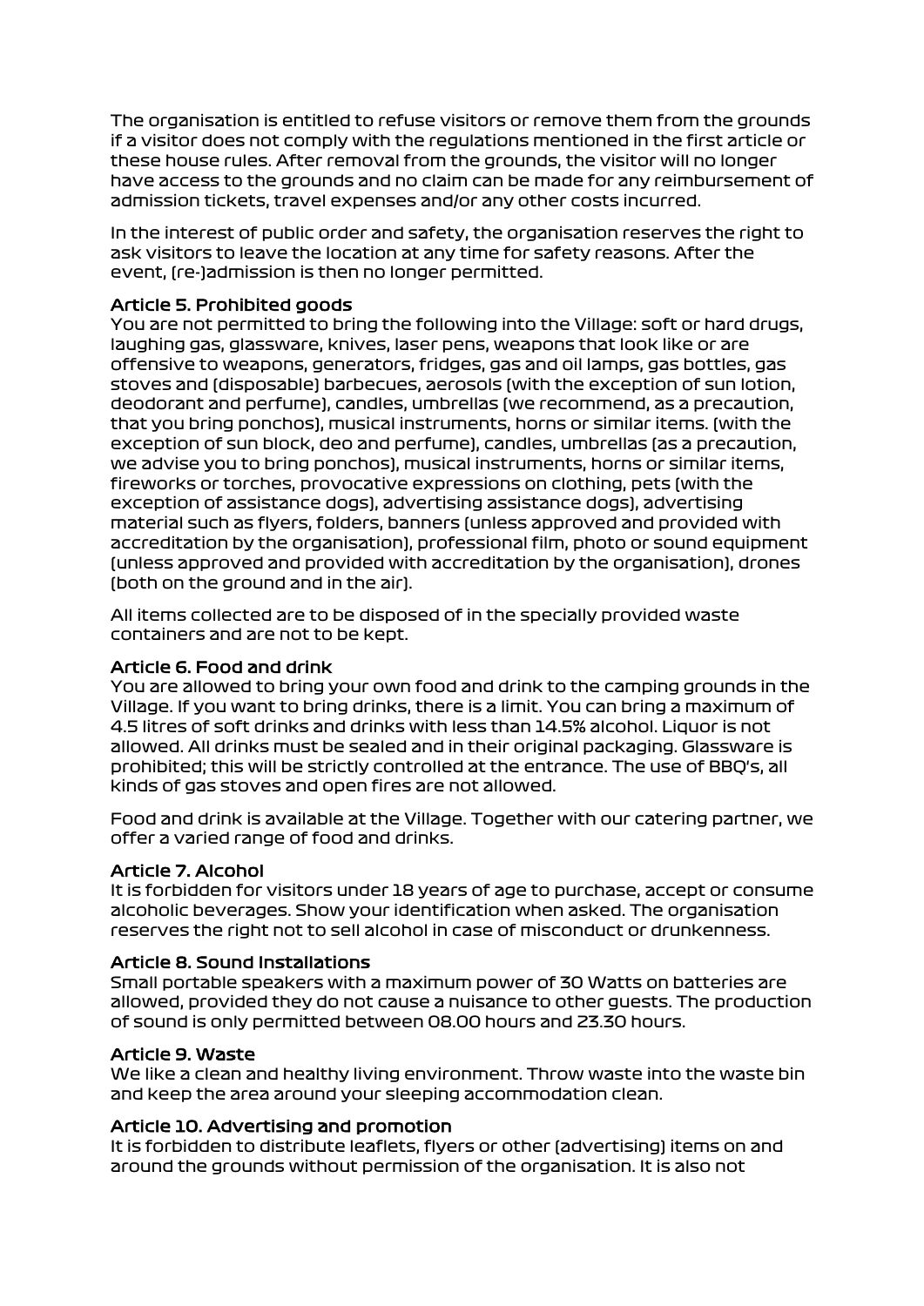The organisation is entitled to refuse visitors or remove them from the grounds if a visitor does not comply with the regulations mentioned in the first article or these house rules. After removal from the grounds, the visitor will no longer have access to the grounds and no claim can be made for any reimbursement of admission tickets, travel expenses and/or any other costs incurred.

In the interest of public order and safety, the organisation reserves the right to ask visitors to leave the location at any time for safety reasons. After the event, (re-)admission is then no longer permitted.

### Article 5. Prohibited goods

You are not permitted to bring the following into the Village: soft or hard drugs, laughing gas, glassware, knives, laser pens, weapons that look like or are offensive to weapons, generators, fridges, gas and oil lamps, gas bottles, gas stoves and (disposable) barbecues, aerosols (with the exception of sun lotion, deodorant and perfume), candles, umbrellas (we recommend, as a precaution, that you bring ponchos), musical instruments, horns or similar items. (with the exception of sun block, deo and perfume), candles, umbrellas (as a precaution, we advise you to bring ponchos), musical instruments, horns or similar items, fireworks or torches, provocative expressions on clothing, pets (with the exception of assistance dogs), advertising assistance dogs), advertising material such as flyers, folders, banners (unless approved and provided with accreditation by the organisation), professional film, photo or sound equipment (unless approved and provided with accreditation by the organisation), drones (both on the ground and in the air).

All items collected are to be disposed of in the specially provided waste containers and are not to be kept.

### Article 6. Food and drink

You are allowed to bring your own food and drink to the camping grounds in the Village. If you want to bring drinks, there is a limit. You can bring a maximum of 4.5 litres of soft drinks and drinks with less than 14.5% alcohol. Liquor is not allowed. All drinks must be sealed and in their original packaging. Glassware is prohibited; this will be strictly controlled at the entrance. The use of BBQ's, all kinds of gas stoves and open fires are not allowed.

Food and drink is available at the Village. Together with our catering partner, we offer a varied range of food and drinks.

### Article 7. Alcohol

It is forbidden for visitors under 18 years of age to purchase, accept or consume alcoholic beverages. Show your identification when asked. The organisation reserves the right not to sell alcohol in case of misconduct or drunkenness.

### Article 8. Sound Installations

Small portable speakers with a maximum power of 30 Watts on batteries are allowed, provided they do not cause a nuisance to other guests. The production of sound is only permitted between 08.00 hours and 23.30 hours.

### Article 9. Waste

We like a clean and healthy living environment. Throw waste into the waste bin and keep the area around your sleeping accommodation clean.

### Article 10. Advertising and promotion

It is forbidden to distribute leaflets, flyers or other (advertising) items on and around the grounds without permission of the organisation. It is also not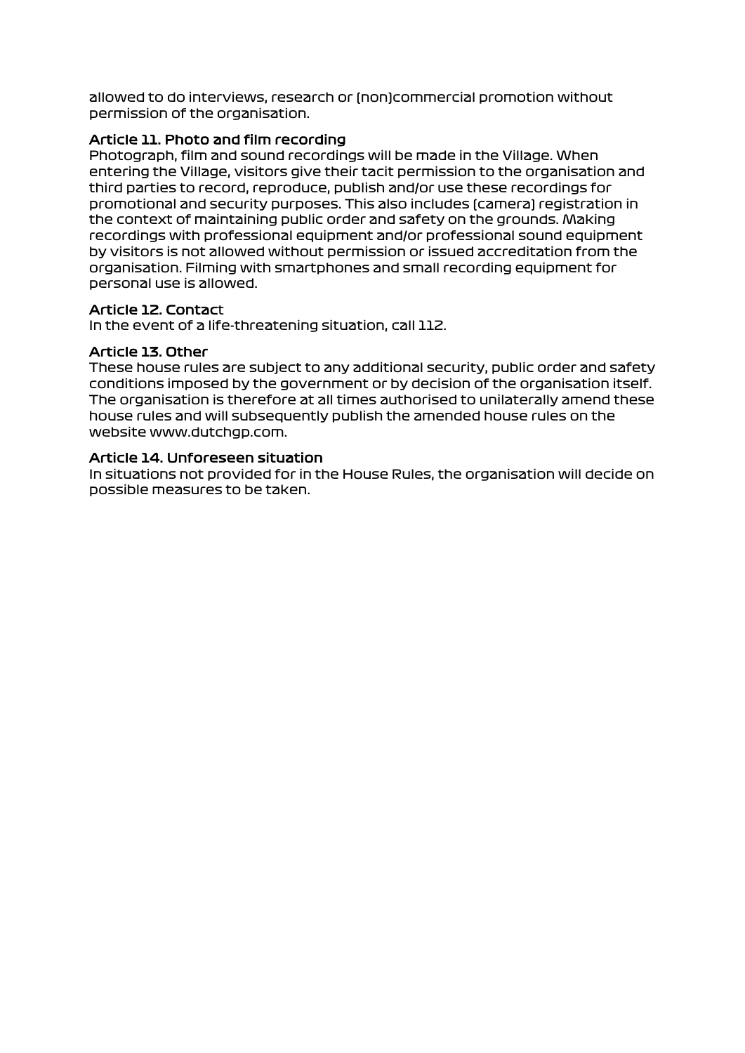allowed to do interviews, research or (non)commercial promotion without permission of the organisation.

### Article 11. Photo and film recording

Photograph, film and sound recordings will be made in the Village. When entering the Village, visitors give their tacit permission to the organisation and third parties to record, reproduce, publish and/or use these recordings for promotional and security purposes. This also includes (camera) registration in the context of maintaining public order and safety on the grounds. Making recordings with professional equipment and/or professional sound equipment by visitors is not allowed without permission or issued accreditation from the organisation. Filming with smartphones and small recording equipment for personal use is allowed.

### Article 12. Contact

In the event of a life-threatening situation, call 112.

### Article 13. Other

These house rules are subject to any additional security, public order and safety conditions imposed by the government or by decision of the organisation itself. The organisation is therefore at all times authorised to unilaterally amend these house rules and will subsequently publish the amended house rules on the website www.dutchgp.com.

### Article 14. Unforeseen situation

In situations not provided for in the House Rules, the organisation will decide on possible measures to be taken.